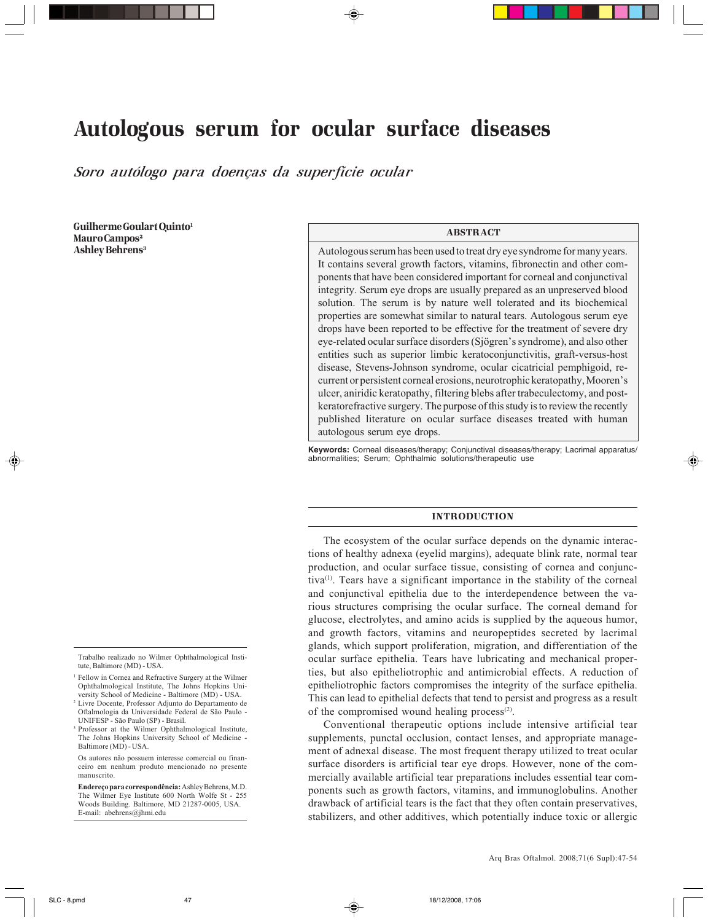# Autologous serum for ocular surface diseases

*Soro autólogo para doenças da superfície ocular*

**Guilherme Goulart Quinto[1]**
**Mauro Campos[2]**
**Ashley Behrens[3]**

## ABSTRACT

Autologous serum has been used to treat dry eye syndrome for many years. It contains several growth factors, vitamins, fibronectin and other components that have been considered important for corneal and conjunctival integrity. Serum eye drops are usually prepared as an unpreserved blood solution. The serum is by nature well tolerated and its biochemical properties are somewhat similar to natural tears. Autologous serum eye drops have been reported to be effective for the treatment of severe dry eye-related ocular surface disorders (Sjögren's syndrome), and also other entities such as superior limbic keratoconjunctivitis, graft-versus-host disease, Stevens-Johnson syndrome, ocular cicatricial pemphigoid, recurrent or persistent corneal erosions, neurotrophic keratopathy, Mooren's ulcer, aniridic keratopathy, filtering blebs after trabeculectomy, and post-keratorefractive surgery. The purpose of this study is to review the recently published literature on ocular surface diseases treated with human autologous serum eye drops.

**Keywords:** Corneal diseases/therapy; Conjunctival diseases/therapy; Lacrimal apparatus/abnormalities; Serum; Ophthalmic solutions/therapeutic use

## INTRODUCTION

The ecosystem of the ocular surface depends on the dynamic interactions of healthy adnexa (eyelid margins), adequate blink rate, normal tear production, and ocular surface tissue, consisting of cornea and conjunctiva[1]. Tears have a significant importance in the stability of the corneal and conjunctival epithelia due to the interdependence between the various structures comprising the ocular surface. The corneal demand for glucose, electrolytes, and amino acids is supplied by the aqueous humor, and growth factors, vitamins and neuropeptides secreted by lacrimal glands, which support proliferation, migration, and differentiation of the ocular surface epithelia. Tears have lubricating and mechanical properties, but also epitheliotrophic and antimicrobial effects. A reduction of epitheliotrophic factors compromises the integrity of the surface epithelia. This can lead to epithelial defects that tend to persist and progress as a result of the compromised wound healing process[2].

Conventional therapeutic options include intensive artificial tear supplements, punctal occlusion, contact lenses, and appropriate management of adnexal disease. The most frequent therapy utilized to treat ocular surface disorders is artificial tear eye drops. However, none of the commercially available artificial tear preparations includes essential tear components such as growth factors, vitamins, and immunoglobulins. Another drawback of artificial tears is the fact that they often contain preservatives, stabilizers, and other additives, which potentially induce toxic or allergic

---

Trabalho realizado no Wilmer Ophthalmological Institute, Baltimore (MD) - USA.

[1] Fellow in Cornea and Refractive Surgery at the Wilmer Ophthalmological Institute, The Johns Hopkins University School of Medicine - Baltimore (MD) - USA.

[2] Livre Docente, Professor Adjunto do Departamento de Oftalmologia da Universidade Federal de São Paulo - UNIFESP - São Paulo (SP) - Brasil.

[3] Professor at the Wilmer Ophthalmological Institute, The Johns Hopkins University School of Medicine - Baltimore (MD) - USA.

Os autores não possuem interesse comercial ou financeiro em nenhum produto mencionado no presente manuscrito.

**Endereço para correspondência:** Ashley Behrens, M.D. The Wilmer Eye Institute 600 North Wolfe St - 255 Woods Building. Baltimore, MD 21287-0005, USA. E-mail: abehrens@jhmi.edu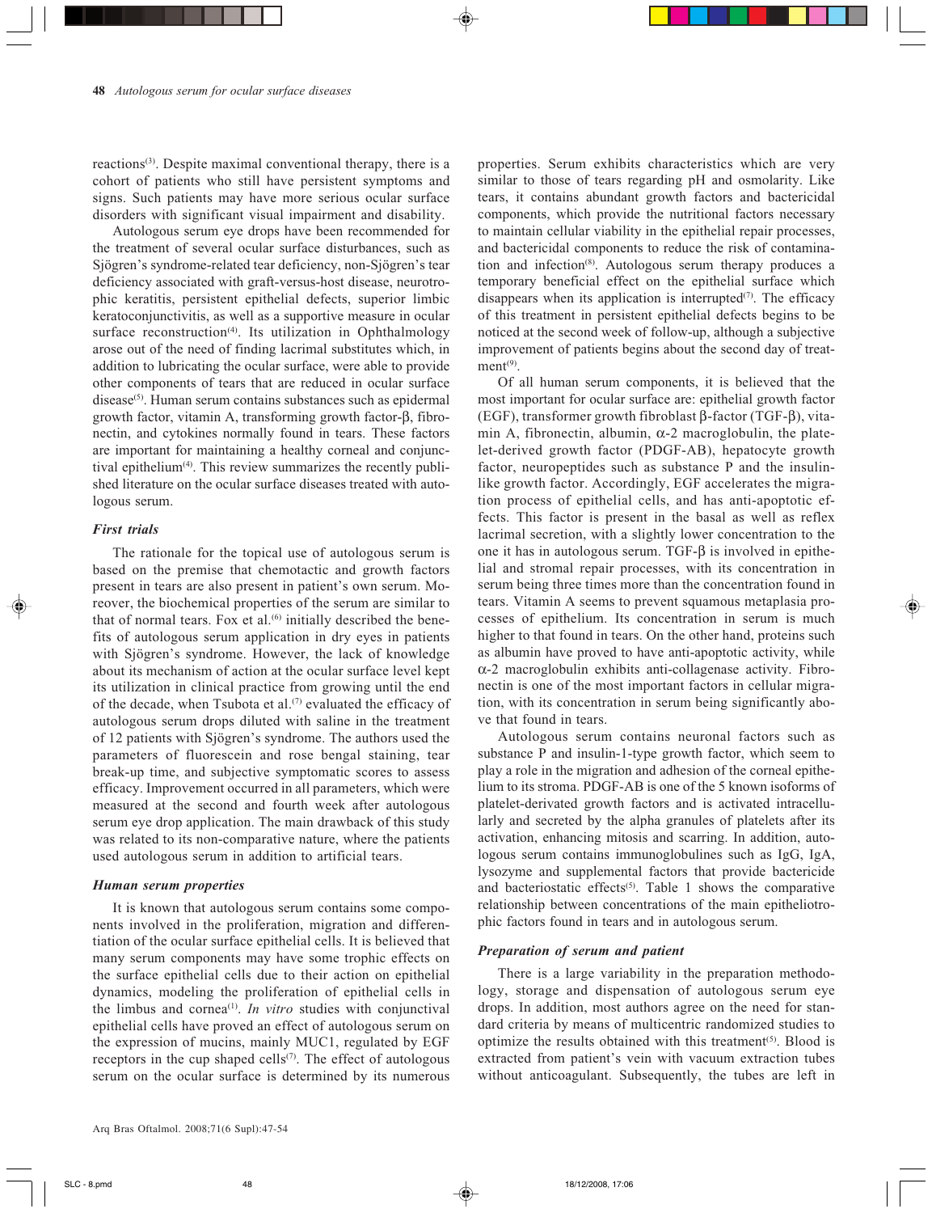reactions[3]. Despite maximal conventional therapy, there is a cohort of patients who still have persistent symptoms and signs. Such patients may have more serious ocular surface disorders with significant visual impairment and disability.

Autologous serum eye drops have been recommended for the treatment of several ocular surface disturbances, such as Sjögren's syndrome-related tear deficiency, non-Sjögren's tear deficiency associated with graft-versus-host disease, neurotrophic keratitis, persistent epithelial defects, superior limbic keratoconjunctivitis, as well as a supportive measure in ocular surface reconstruction[4]. Its utilization in Ophthalmology arose out of the need of finding lacrimal substitutes which, in addition to lubricating the ocular surface, were able to provide other components of tears that are reduced in ocular surface disease[5]. Human serum contains substances such as epidermal growth factor, vitamin A, transforming growth factor-β, fibronectin, and cytokines normally found in tears. These factors are important for maintaining a healthy corneal and conjunctival epithelium[4]. This review summarizes the recently published literature on the ocular surface diseases treated with autologous serum.

### First trials

The rationale for the topical use of autologous serum is based on the premise that chemotactic and growth factors present in tears are also present in patient's own serum. Moreover, the biochemical properties of the serum are similar to that of normal tears. Fox et al.[6] initially described the benefits of autologous serum application in dry eyes in patients with Sjögren's syndrome. However, the lack of knowledge about its mechanism of action at the ocular surface level kept its utilization in clinical practice from growing until the end of the decade, when Tsubota et al.[7] evaluated the efficacy of autologous serum drops diluted with saline in the treatment of 12 patients with Sjögren's syndrome. The authors used the parameters of fluorescein and rose bengal staining, tear break-up time, and subjective symptomatic scores to assess efficacy. Improvement occurred in all parameters, which were measured at the second and fourth week after autologous serum eye drop application. The main drawback of this study was related to its non-comparative nature, where the patients used autologous serum in addition to artificial tears.

### Human serum properties

It is known that autologous serum contains some components involved in the proliferation, migration and differentiation of the ocular surface epithelial cells. It is believed that many serum components may have some trophic effects on the surface epithelial cells due to their action on epithelial dynamics, modeling the proliferation of epithelial cells in the limbus and cornea[1]. *In vitro* studies with conjunctival epithelial cells have proved an effect of autologous serum on the expression of mucins, mainly MUC1, regulated by EGF receptors in the cup shaped cells[7]. The effect of autologous serum on the ocular surface is determined by its numerous properties. Serum exhibits characteristics which are very similar to those of tears regarding pH and osmolarity. Like tears, it contains abundant growth factors and bactericidal components, which provide the nutritional factors necessary to maintain cellular viability in the epithelial repair processes, and bactericidal components to reduce the risk of contamination and infection[8]. Autologous serum therapy produces a temporary beneficial effect on the epithelial surface which disappears when its application is interrupted[7]. The efficacy of this treatment in persistent epithelial defects begins to be noticed at the second week of follow-up, although a subjective improvement of patients begins about the second day of treatment[9].

Of all human serum components, it is believed that the most important for ocular surface are: epithelial growth factor (EGF), transformer growth fibroblast β-factor (TGF-β), vitamin A, fibronectin, albumin, α-2 macroglobulin, the platelet-derived growth factor (PDGF-AB), hepatocyte growth factor, neuropeptides such as substance P and the insulin-like growth factor. Accordingly, EGF accelerates the migration process of epithelial cells, and has anti-apoptotic effects. This factor is present in the basal as well as reflex lacrimal secretion, with a slightly lower concentration to the one it has in autologous serum. TGF-β is involved in epithelial and stromal repair processes, with its concentration in serum being three times more than the concentration found in tears. Vitamin A seems to prevent squamous metaplasia processes of epithelium. Its concentration in serum is much higher to that found in tears. On the other hand, proteins such as albumin have proved to have anti-apoptotic activity, while α-2 macroglobulin exhibits anti-collagenase activity. Fibronectin is one of the most important factors in cellular migration, with its concentration in serum being significantly above that found in tears.

Autologous serum contains neuronal factors such as substance P and insulin-1-type growth factor, which seem to play a role in the migration and adhesion of the corneal epithelium to its stroma. PDGF-AB is one of the 5 known isoforms of platelet-derivated growth factors and is activated intracellularly and secreted by the alpha granules of platelets after its activation, enhancing mitosis and scarring. In addition, autologous serum contains immunoglobulines such as IgG, IgA, lysozyme and supplemental factors that provide bactericide and bacteriostatic effects[5]. Table 1 shows the comparative relationship between concentrations of the main epitheliotrophic factors found in tears and in autologous serum.

### Preparation of serum and patient

There is a large variability in the preparation methodology, storage and dispensation of autologous serum eye drops. In addition, most authors agree on the need for standard criteria by means of multicentric randomized studies to optimize the results obtained with this treatment[5]. Blood is extracted from patient's vein with vacuum extraction tubes without anticoagulant. Subsequently, the tubes are left in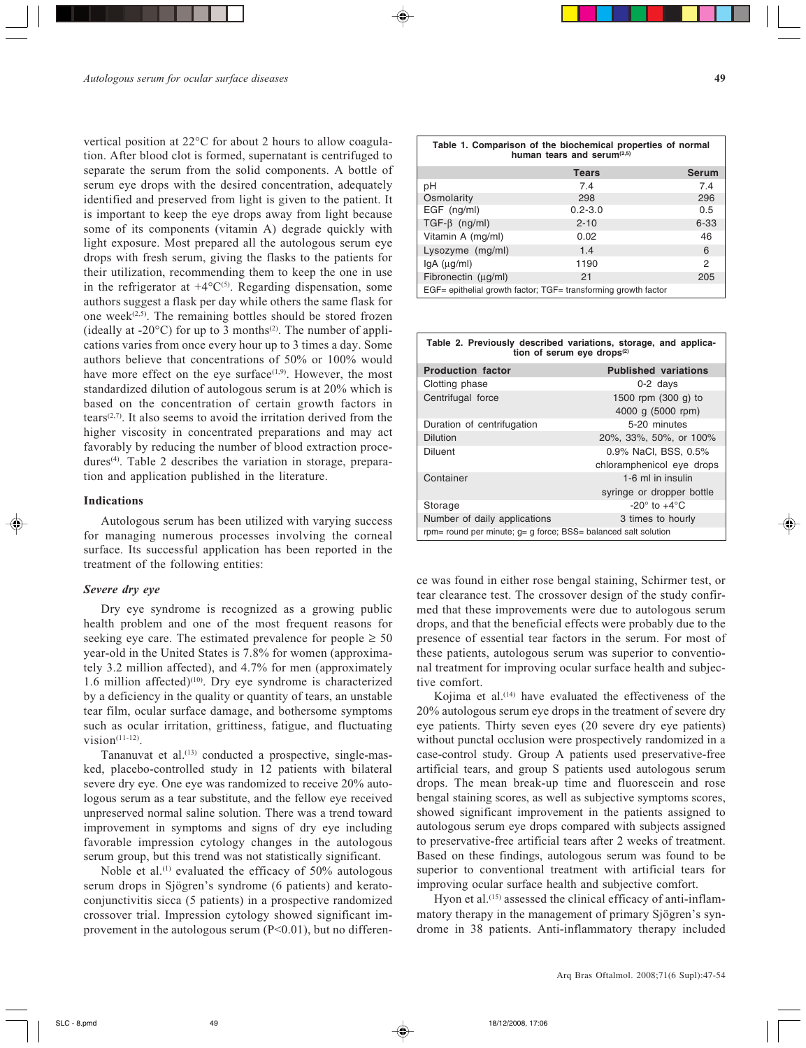vertical position at 22°C for about 2 hours to allow coagulation. After blood clot is formed, supernatant is centrifuged to separate the serum from the solid components. A bottle of serum eye drops with the desired concentration, adequately identified and preserved from light is given to the patient. It is important to keep the eye drops away from light because some of its components (vitamin A) degrade quickly with light exposure. Most prepared all the autologous serum eye drops with fresh serum, giving the flasks to the patients for their utilization, recommending them to keep the one in use in the refrigerator at +4°C[5]. Regarding dispensation, some authors suggest a flask per day while others the same flask for one week[2,5]. The remaining bottles should be stored frozen (ideally at -20°C) for up to 3 months[2]. The number of applications varies from once every hour up to 3 times a day. Some authors believe that concentrations of 50% or 100% would have more effect on the eye surface[1,9]. However, the most standardized dilution of autologous serum is at 20% which is based on the concentration of certain growth factors in tears[2,7]. It also seems to avoid the irritation derived from the higher viscosity in concentrated preparations and may act favorably by reducing the number of blood extraction procedures[4]. Table 2 describes the variation in storage, preparation and application published in the literature.

**Table 1. Comparison of the biochemical properties of normal human tears and serum[2,5]**

| | Tears | Serum |
|---|---|---|
| pH | 7.4 | 7.4 |
| Osmolarity | 298 | 296 |
| EGF (ng/ml) | 0.2-3.0 | 0.5 |
| TGF-β (ng/ml) | 2-10 | 6-33 |
| Vitamin A (mg/ml) | 0.02 | 46 |
| Lysozyme (mg/ml) | 1.4 | 6 |
| IgA (μg/ml) | 1190 | 2 |
| Fibronectin (μg/ml) | 21 | 205 |

EGF= epithelial growth factor; TGF= transforming growth factor

**Table 2. Previously described variations, storage, and application of serum eye drops[2]**

| Production factor | Published variations |
|---|---|
| Clotting phase | 0-2 days |
| Centrifugal force | 1500 rpm (300 g) to 4000 g (5000 rpm) |
| Duration of centrifugation | 5-20 minutes |
| Dilution | 20%, 33%, 50%, or 100% |
| Diluent | 0.9% NaCl, BSS, 0.5% chloramphenicol eye drops |
| Container | 1-6 ml in insulin syringe or dropper bottle |
| Storage | -20° to +4°C |
| Number of daily applications | 3 times to hourly |

rpm= round per minute; g= g force; BSS= balanced salt solution

## Indications

Autologous serum has been utilized with varying success for managing numerous processes involving the corneal surface. Its successful application has been reported in the treatment of the following entities:

### *Severe dry eye*

Dry eye syndrome is recognized as a growing public health problem and one of the most frequent reasons for seeking eye care. The estimated prevalence for people ≥ 50 year-old in the United States is 7.8% for women (approximately 3.2 million affected), and 4.7% for men (approximately 1.6 million affected)[10]. Dry eye syndrome is characterized by a deficiency in the quality or quantity of tears, an unstable tear film, ocular surface damage, and bothersome symptoms such as ocular irritation, grittiness, fatigue, and fluctuating vision[11-12].

Tananuvat et al.[13] conducted a prospective, single-masked, placebo-controlled study in 12 patients with bilateral severe dry eye. One eye was randomized to receive 20% autologous serum as a tear substitute, and the fellow eye received unpreserved normal saline solution. There was a trend toward improvement in symptoms and signs of dry eye including favorable impression cytology changes in the autologous serum group, but this trend was not statistically significant.

Noble et al.[1] evaluated the efficacy of 50% autologous serum drops in Sjögren's syndrome (6 patients) and keratoconjunctivitis sicca (5 patients) in a prospective randomized crossover trial. Impression cytology showed significant improvement in the autologous serum ($P<0.01$), but no difference was found in either rose bengal staining, Schirmer test, or tear clearance test. The crossover design of the study confirmed that these improvements were due to autologous serum drops, and that the beneficial effects were probably due to the presence of essential tear factors in the serum. For most of these patients, autologous serum was superior to conventional treatment for improving ocular surface health and subjective comfort.

Kojima et al.[14] have evaluated the effectiveness of the 20% autologous serum eye drops in the treatment of severe dry eye patients. Thirty seven eyes (20 severe dry eye patients) without punctal occlusion were prospectively randomized in a case-control study. Group A patients used preservative-free artificial tears, and group S patients used autologous serum drops. The mean break-up time and fluorescein and rose bengal staining scores, as well as subjective symptoms scores, showed significant improvement in the patients assigned to autologous serum eye drops compared with subjects assigned to preservative-free artificial tears after 2 weeks of treatment. Based on these findings, autologous serum was found to be superior to conventional treatment with artificial tears for improving ocular surface health and subjective comfort.

Hyon et al.[15] assessed the clinical efficacy of anti-inflammatory therapy in the management of primary Sjögren's syndrome in 38 patients. Anti-inflammatory therapy included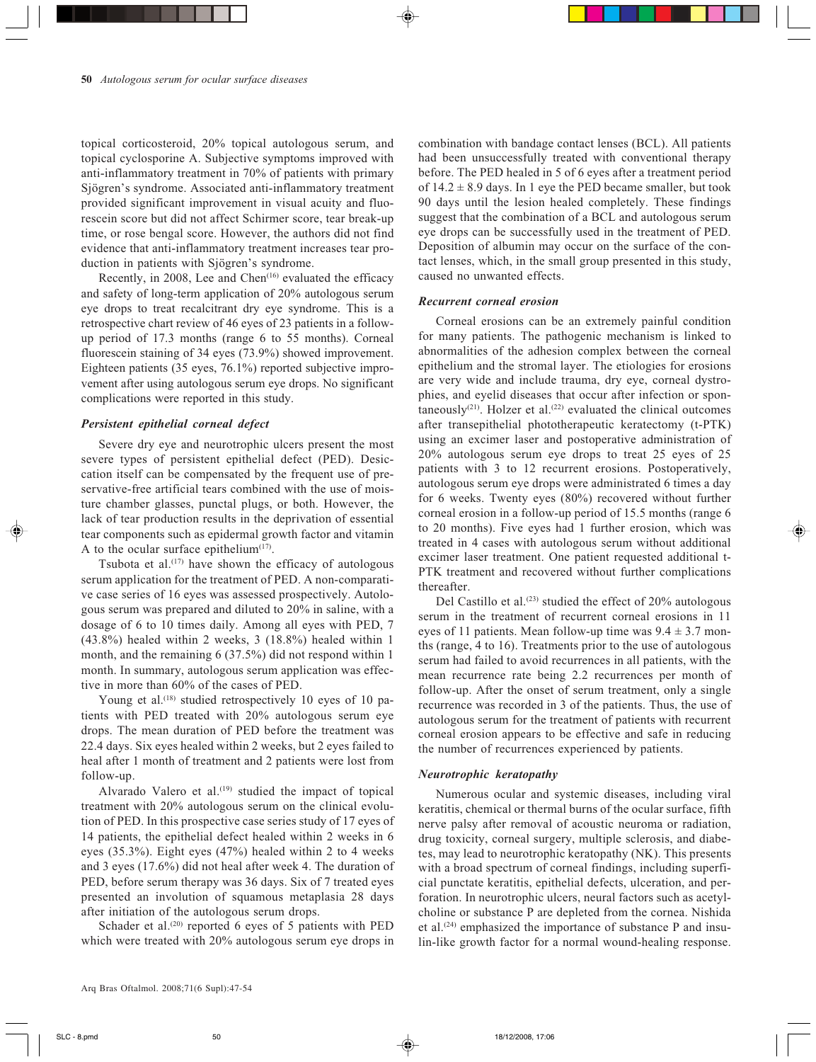topical corticosteroid, 20% topical autologous serum, and topical cyclosporine A. Subjective symptoms improved with anti-inflammatory treatment in 70% of patients with primary Sjögren's syndrome. Associated anti-inflammatory treatment provided significant improvement in visual acuity and fluorescein score but did not affect Schirmer score, tear break-up time, or rose bengal score. However, the authors did not find evidence that anti-inflammatory treatment increases tear production in patients with Sjögren's syndrome.

Recently, in 2008, Lee and Chen[16] evaluated the efficacy and safety of long-term application of 20% autologous serum eye drops to treat recalcitrant dry eye syndrome. This is a retrospective chart review of 46 eyes of 23 patients in a follow-up period of 17.3 months (range 6 to 55 months). Corneal fluorescein staining of 34 eyes (73.9%) showed improvement. Eighteen patients (35 eyes, 76.1%) reported subjective improvement after using autologous serum eye drops. No significant complications were reported in this study.

### *Persistent epithelial corneal defect*

Severe dry eye and neurotrophic ulcers present the most severe types of persistent epithelial defect (PED). Desiccation itself can be compensated by the frequent use of preservative-free artificial tears combined with the use of moisture chamber glasses, punctal plugs, or both. However, the lack of tear production results in the deprivation of essential tear components such as epidermal growth factor and vitamin A to the ocular surface epithelium[17].

Tsubota et al.[17] have shown the efficacy of autologous serum application for the treatment of PED. A non-comparative case series of 16 eyes was assessed prospectively. Autologous serum was prepared and diluted to 20% in saline, with a dosage of 6 to 10 times daily. Among all eyes with PED, 7 (43.8%) healed within 2 weeks, 3 (18.8%) healed within 1 month, and the remaining 6 (37.5%) did not respond within 1 month. In summary, autologous serum application was effective in more than 60% of the cases of PED.

Young et al.[18] studied retrospectively 10 eyes of 10 patients with PED treated with 20% autologous serum eye drops. The mean duration of PED before the treatment was 22.4 days. Six eyes healed within 2 weeks, but 2 eyes failed to heal after 1 month of treatment and 2 patients were lost from follow-up.

Alvarado Valero et al.[19] studied the impact of topical treatment with 20% autologous serum on the clinical evolution of PED. In this prospective case series study of 17 eyes of 14 patients, the epithelial defect healed within 2 weeks in 6 eyes (35.3%). Eight eyes (47%) healed within 2 to 4 weeks and 3 eyes (17.6%) did not heal after week 4. The duration of PED, before serum therapy was 36 days. Six of 7 treated eyes presented an involution of squamous metaplasia 28 days after initiation of the autologous serum drops.

Schader et al.[20] reported 6 eyes of 5 patients with PED which were treated with 20% autologous serum eye drops in combination with bandage contact lenses (BCL). All patients had been unsuccessfully treated with conventional therapy before. The PED healed in 5 of 6 eyes after a treatment period of 14.2 ± 8.9 days. In 1 eye the PED became smaller, but took 90 days until the lesion healed completely. These findings suggest that the combination of a BCL and autologous serum eye drops can be successfully used in the treatment of PED. Deposition of albumin may occur on the surface of the contact lenses, which, in the small group presented in this study, caused no unwanted effects.

### *Recurrent corneal erosion*

Corneal erosions can be an extremely painful condition for many patients. The pathogenic mechanism is linked to abnormalities of the adhesion complex between the corneal epithelium and the stromal layer. The etiologies for erosions are very wide and include trauma, dry eye, corneal dystrophies, and eyelid diseases that occur after infection or spontaneously[21]. Holzer et al.[22] evaluated the clinical outcomes after transepithelial phototherapeutic keratectomy (t-PTK) using an excimer laser and postoperative administration of 20% autologous serum eye drops to treat 25 eyes of 25 patients with 3 to 12 recurrent erosions. Postoperatively, autologous serum eye drops were administrated 6 times a day for 6 weeks. Twenty eyes (80%) recovered without further corneal erosion in a follow-up period of 15.5 months (range 6 to 20 months). Five eyes had 1 further erosion, which was treated in 4 cases with autologous serum without additional excimer laser treatment. One patient requested additional t-PTK treatment and recovered without further complications thereafter.

Del Castillo et al.[23] studied the effect of 20% autologous serum in the treatment of recurrent corneal erosions in 11 eyes of 11 patients. Mean follow-up time was 9.4 ± 3.7 months (range, 4 to 16). Treatments prior to the use of autologous serum had failed to avoid recurrences in all patients, with the mean recurrence rate being 2.2 recurrences per month of follow-up. After the onset of serum treatment, only a single recurrence was recorded in 3 of the patients. Thus, the use of autologous serum for the treatment of patients with recurrent corneal erosion appears to be effective and safe in reducing the number of recurrences experienced by patients.

### *Neurotrophic keratopathy*

Numerous ocular and systemic diseases, including viral keratitis, chemical or thermal burns of the ocular surface, fifth nerve palsy after removal of acoustic neuroma or radiation, drug toxicity, corneal surgery, multiple sclerosis, and diabetes, may lead to neurotrophic keratopathy (NK). This presents with a broad spectrum of corneal findings, including superficial punctate keratitis, epithelial defects, ulceration, and perforation. In neurotrophic ulcers, neural factors such as acetylcholine or substance P are depleted from the cornea. Nishida et al.[24] emphasized the importance of substance P and insulin-like growth factor for a normal wound-healing response.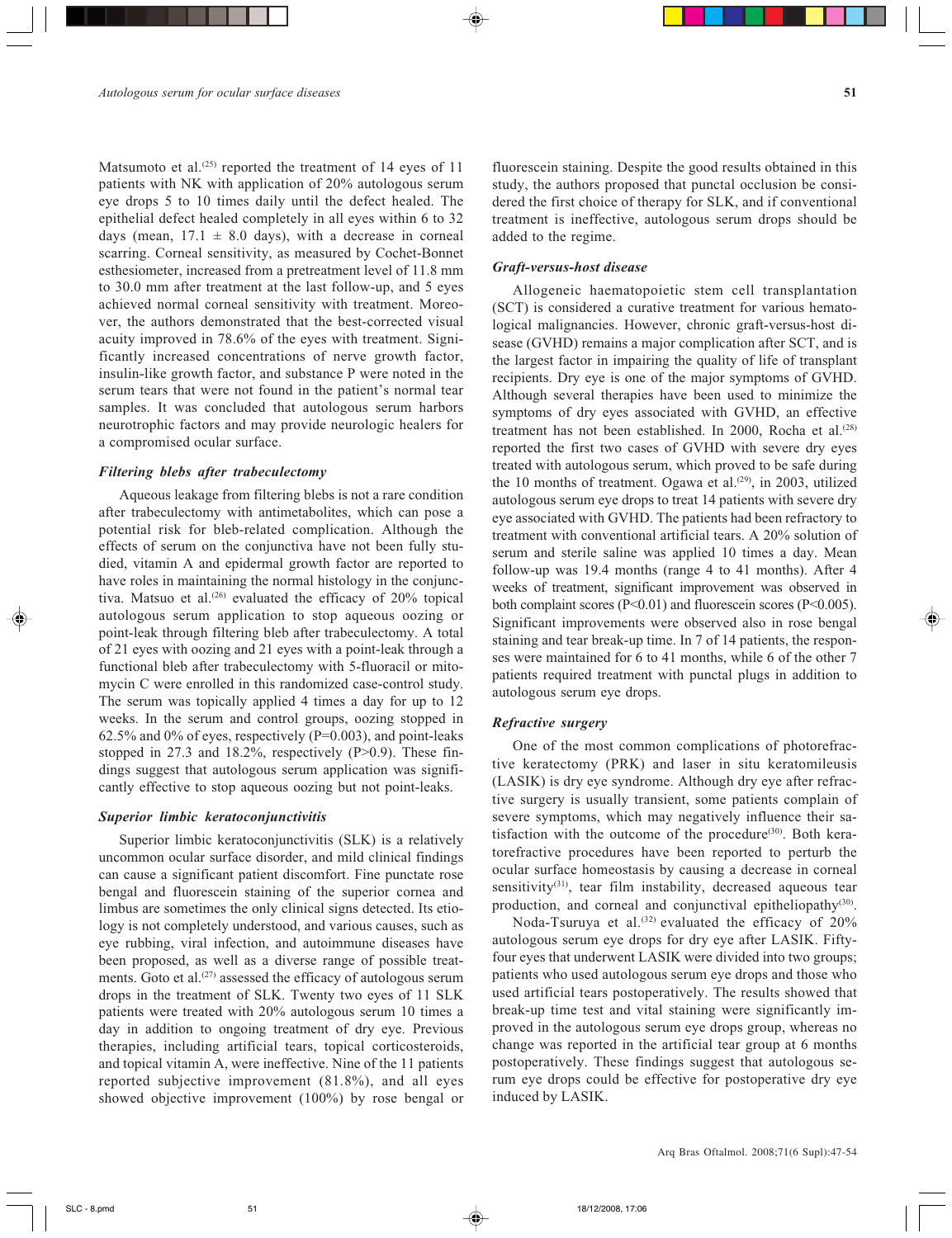Matsumoto et al.[25] reported the treatment of 14 eyes of 11 patients with NK with application of 20% autologous serum eye drops 5 to 10 times daily until the defect healed. The epithelial defect healed completely in all eyes within 6 to 32 days (mean, 17.1 ± 8.0 days), with a decrease in corneal scarring. Corneal sensitivity, as measured by Cochet-Bonnet esthesiometer, increased from a pretreatment level of 11.8 mm to 30.0 mm after treatment at the last follow-up, and 5 eyes achieved normal corneal sensitivity with treatment. Moreover, the authors demonstrated that the best-corrected visual acuity improved in 78.6% of the eyes with treatment. Significantly increased concentrations of nerve growth factor, insulin-like growth factor, and substance P were noted in the serum tears that were not found in the patient's normal tear samples. It was concluded that autologous serum harbors neurotrophic factors and may provide neurologic healers for a compromised ocular surface.

### *Filtering blebs after trabeculectomy*

Aqueous leakage from filtering blebs is not a rare condition after trabeculectomy with antimetabolites, which can pose a potential risk for bleb-related complication. Although the effects of serum on the conjunctiva have not been fully studied, vitamin A and epidermal growth factor are reported to have roles in maintaining the normal histology in the conjunctiva. Matsuo et al.[26] evaluated the efficacy of 20% topical autologous serum application to stop aqueous oozing or point-leak through filtering bleb after trabeculectomy. A total of 21 eyes with oozing and 21 eyes with a point-leak through a functional bleb after trabeculectomy with 5-fluoracil or mitomycin C were enrolled in this randomized case-control study. The serum was topically applied 4 times a day for up to 12 weeks. In the serum and control groups, oozing stopped in 62.5% and 0% of eyes, respectively ($P=0.003$), and point-leaks stopped in 27.3 and 18.2%, respectively ($P>0.9$). These findings suggest that autologous serum application was significantly effective to stop aqueous oozing but not point-leaks.

### *Superior limbic keratoconjunctivitis*

Superior limbic keratoconjunctivitis (SLK) is a relatively uncommon ocular surface disorder, and mild clinical findings can cause a significant patient discomfort. Fine punctate rose bengal and fluorescein staining of the superior cornea and limbus are sometimes the only clinical signs detected. Its etiology is not completely understood, and various causes, such as eye rubbing, viral infection, and autoimmune diseases have been proposed, as well as a diverse range of possible treatments. Goto et al.[27] assessed the efficacy of autologous serum drops in the treatment of SLK. Twenty two eyes of 11 SLK patients were treated with 20% autologous serum 10 times a day in addition to ongoing treatment of dry eye. Previous therapies, including artificial tears, topical corticosteroids, and topical vitamin A, were ineffective. Nine of the 11 patients reported subjective improvement (81.8%), and all eyes showed objective improvement (100%) by rose bengal or fluorescein staining. Despite the good results obtained in this study, the authors proposed that punctal occlusion be considered the first choice of therapy for SLK, and if conventional treatment is ineffective, autologous serum drops should be added to the regime.

### *Graft-versus-host disease*

Allogeneic haematopoietic stem cell transplantation (SCT) is considered a curative treatment for various hematological malignancies. However, chronic graft-versus-host disease (GVHD) remains a major complication after SCT, and is the largest factor in impairing the quality of life of transplant recipients. Dry eye is one of the major symptoms of GVHD. Although several therapies have been used to minimize the symptoms of dry eyes associated with GVHD, an effective treatment has not been established. In 2000, Rocha et al.[28] reported the first two cases of GVHD with severe dry eyes treated with autologous serum, which proved to be safe during the 10 months of treatment. Ogawa et al.[29], in 2003, utilized autologous serum eye drops to treat 14 patients with severe dry eye associated with GVHD. The patients had been refractory to treatment with conventional artificial tears. A 20% solution of serum and sterile saline was applied 10 times a day. Mean follow-up was 19.4 months (range 4 to 41 months). After 4 weeks of treatment, significant improvement was observed in both complaint scores ($P<0.01$) and fluorescein scores ($P<0.005$). Significant improvements were observed also in rose bengal staining and tear break-up time. In 7 of 14 patients, the responses were maintained for 6 to 41 months, while 6 of the other 7 patients required treatment with punctal plugs in addition to autologous serum eye drops.

### *Refractive surgery*

One of the most common complications of photorefractive keratectomy (PRK) and laser in situ keratomileusis (LASIK) is dry eye syndrome. Although dry eye after refractive surgery is usually transient, some patients complain of severe symptoms, which may negatively influence their satisfaction with the outcome of the procedure[30]. Both keratorefractive procedures have been reported to perturb the ocular surface homeostasis by causing a decrease in corneal sensitivity[31], tear film instability, decreased aqueous tear production, and corneal and conjunctival epitheliopathy[30].

Noda-Tsuruya et al.[32] evaluated the efficacy of 20% autologous serum eye drops for dry eye after LASIK. Fifty-four eyes that underwent LASIK were divided into two groups; patients who used autologous serum eye drops and those who used artificial tears postoperatively. The results showed that break-up time test and vital staining were significantly improved in the autologous serum eye drops group, whereas no change was reported in the artificial tear group at 6 months postoperatively. These findings suggest that autologous serum eye drops could be effective for postoperative dry eye induced by LASIK.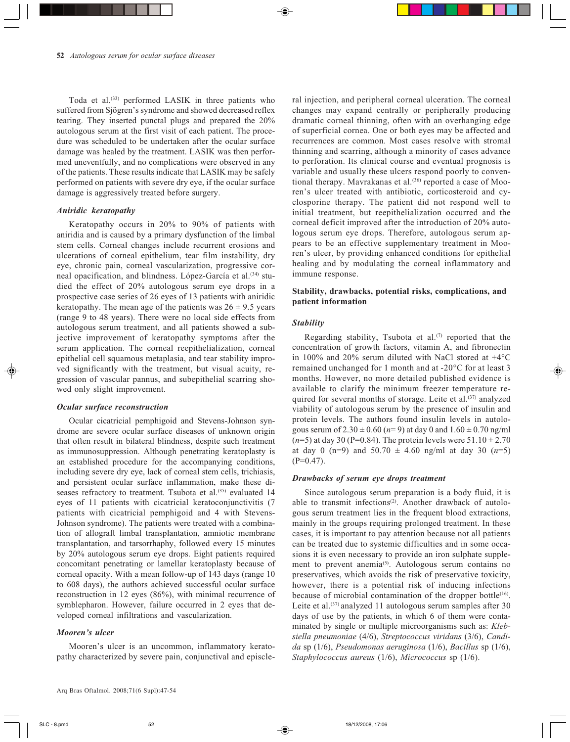Toda et al.[33] performed LASIK in three patients who suffered from Sjögren's syndrome and showed decreased reflex tearing. They inserted punctal plugs and prepared the 20% autologous serum at the first visit of each patient. The procedure was scheduled to be undertaken after the ocular surface damage was healed by the treatment. LASIK was then performed uneventfully, and no complications were observed in any of the patients. These results indicate that LASIK may be safely performed on patients with severe dry eye, if the ocular surface damage is aggressively treated before surgery.

### *Aniridic keratopathy*

Keratopathy occurs in 20% to 90% of patients with aniridia and is caused by a primary dysfunction of the limbal stem cells. Corneal changes include recurrent erosions and ulcerations of corneal epithelium, tear film instability, dry eye, chronic pain, corneal vascularization, progressive corneal opacification, and blindness. López-García et al.[34] studied the effect of 20% autologous serum eye drops in a prospective case series of 26 eyes of 13 patients with aniridic keratopathy. The mean age of the patients was $26 \pm 9.5$ years (range 9 to 48 years). There were no local side effects from autologous serum treatment, and all patients showed a subjective improvement of keratopathy symptoms after the serum application. The corneal reepithelialization, corneal epithelial cell squamous metaplasia, and tear stability improved significantly with the treatment, but visual acuity, regression of vascular pannus, and subepithelial scarring showed only slight improvement.

### *Ocular surface reconstruction*

Ocular cicatricial pemphigoid and Stevens-Johnson syndrome are severe ocular surface diseases of unknown origin that often result in bilateral blindness, despite such treatment as immunosuppression. Although penetrating keratoplasty is an established procedure for the accompanying conditions, including severe dry eye, lack of corneal stem cells, trichiasis, and persistent ocular surface inflammation, make these diseases refractory to treatment. Tsubota et al.[35] evaluated 14 eyes of 11 patients with cicatricial keratoconjunctivitis (7 patients with cicatricial pemphigoid and 4 with Stevens-Johnson syndrome). The patients were treated with a combination of allograft limbal transplantation, amniotic membrane transplantation, and tarsorrhaphy, followed every 15 minutes by 20% autologous serum eye drops. Eight patients required concomitant penetrating or lamellar keratoplasty because of corneal opacity. With a mean follow-up of 143 days (range 10 to 608 days), the authors achieved successful ocular surface reconstruction in 12 eyes (86%), with minimal recurrence of symblepharon. However, failure occurred in 2 eyes that developed corneal infiltrations and vascularization.

### *Mooren's ulcer*

Mooren's ulcer is an uncommon, inflammatory keratopathy characterized by severe pain, conjunctival and episcleral injection, and peripheral corneal ulceration. The corneal changes may expand centrally or peripherally producing dramatic corneal thinning, often with an overhanging edge of superficial cornea. One or both eyes may be affected and recurrences are common. Most cases resolve with stromal thinning and scarring, although a minority of cases advance to perforation. Its clinical course and eventual prognosis is variable and usually these ulcers respond poorly to conventional therapy. Mavrakanas et al.[36] reported a case of Mooren's ulcer treated with antibiotic, corticosteroid and cyclosporine therapy. The patient did not respond well to initial treatment, but reepithelialization occurred and the corneal deficit improved after the introduction of 20% autologous serum eye drops. Therefore, autologous serum appears to be an effective supplementary treatment in Mooren's ulcer, by providing enhanced conditions for epithelial healing and by modulating the corneal inflammatory and immune response.

## Stability, drawbacks, potential risks, complications, and patient information

### *Stability*

Regarding stability, Tsubota et al.[7] reported that the concentration of growth factors, vitamin A, and fibronectin in 100% and 20% serum diluted with NaCl stored at +4°C remained unchanged for 1 month and at -20°C for at least 3 months. However, no more detailed published evidence is available to clarify the minimum freezer temperature required for several months of storage. Leite et al.[37] analyzed viability of autologous serum by the presence of insulin and protein levels. The authors found insulin levels in autologous serum of $2.30 \pm 0.60$ ($n$= 9) at day 0 and $1.60 \pm 0.70$ ng/ml ($n$=5) at day 30 (P=0.84). The protein levels were $51.10 \pm 2.70$ at day 0 (n=9) and $50.70 \pm 4.60$ ng/ml at day 30 ($n$=5) (P=0.47).

### *Drawbacks of serum eye drops treatment*

Since autologous serum preparation is a body fluid, it is able to transmit infections[2]. Another drawback of autologous serum treatment lies in the frequent blood extractions, mainly in the groups requiring prolonged treatment. In these cases, it is important to pay attention because not all patients can be treated due to systemic difficulties and in some occasions it is even necessary to provide an iron sulphate supplement to prevent anemia[5]. Autologous serum contains no preservatives, which avoids the risk of preservative toxicity, however, there is a potential risk of inducing infections because of microbial contamination of the dropper bottle[16]. Leite et al.[37] analyzed 11 autologous serum samples after 30 days of use by the patients, in which 6 of them were contaminated by single or multiple microorganisms such as: *Klebsiella pneumoniae* (4/6), *Streptococcus viridans* (3/6), *Candida* sp (1/6), *Pseudomonas aeruginosa* (1/6), *Bacillus* sp (1/6), *Staphylococcus aureus* (1/6), *Micrococcus* sp (1/6).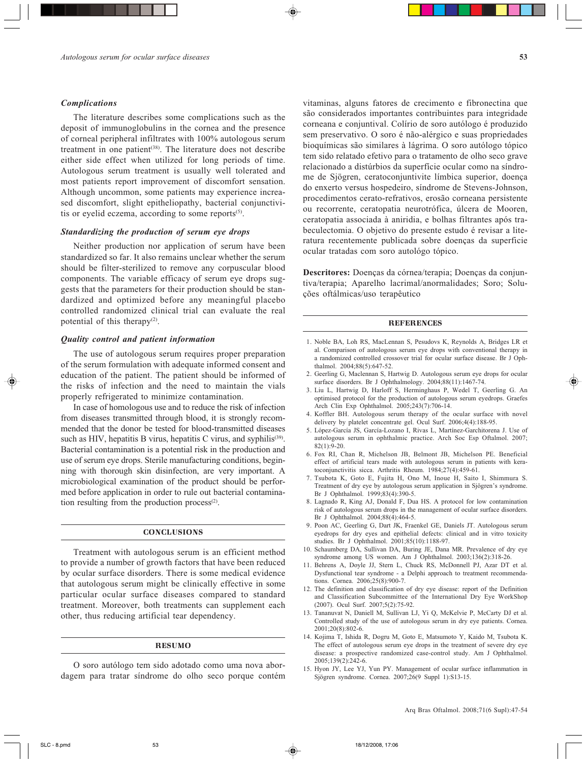### Complications

The literature describes some complications such as the deposit of immunoglobulins in the cornea and the presence of corneal peripheral infiltrates with 100% autologous serum treatment in one patient[38]. The literature does not describe either side effect when utilized for long periods of time. Autologous serum treatment is usually well tolerated and most patients report improvement of discomfort sensation. Although uncommon, some patients may experience increased discomfort, slight epitheliopathy, bacterial conjunctivitis or eyelid eczema, according to some reports[5].

### Standardizing the production of serum eye drops

Neither production nor application of serum have been standardized so far. It also remains unclear whether the serum should be filter-sterilized to remove any corpuscular blood components. The variable efficacy of serum eye drops suggests that the parameters for their production should be standardized and optimized before any meaningful placebo controlled randomized clinical trial can evaluate the real potential of this therapy[2].

### Quality control and patient information

The use of autologous serum requires proper preparation of the serum formulation with adequate informed consent and education of the patient. The patient should be informed of the risks of infection and the need to maintain the vials properly refrigerated to minimize contamination.

In case of homologous use and to reduce the risk of infection from diseases transmitted through blood, it is strongly recommended that the donor be tested for blood-transmitted diseases such as HIV, hepatitis B virus, hepatitis C virus, and syphilis[39]. Bacterial contamination is a potential risk in the production and use of serum eye drops. Sterile manufacturing conditions, beginning with thorough skin disinfection, are very important. A microbiological examination of the product should be performed before application in order to rule out bacterial contamination resulting from the production process[2].

## CONCLUSIONS

Treatment with autologous serum is an efficient method to provide a number of growth factors that have been reduced by ocular surface disorders. There is some medical evidence that autologous serum might be clinically effective in some particular ocular surface diseases compared to standard treatment. Moreover, both treatments can supplement each other, thus reducing artificial tear dependency.

## RESUMO

O soro autólogo tem sido adotado como uma nova abordagem para tratar síndrome do olho seco porque contém vitaminas, alguns fatores de crecimento e fibronectina que são considerados importantes contribuintes para integridade corneana e conjuntival. Colírio de soro autólogo é produzido sem preservativo. O soro é não-alérgico e suas propriedades bioquímicas são similares à lágrima. O soro autólogo tópico tem sido relatado efetivo para o tratamento de olho seco grave relacionado a distúrbios da superfície ocular como na síndrome de Sjögren, ceratoconjuntivite límbica superior, doença do enxerto versus hospedeiro, síndrome de Stevens-Johnson, procedimentos cerato-refrativos, erosão corneana persistente ou recorrente, ceratopatia neurotrófica, úlcera de Mooren, ceratopatia associada à aniridia, e bolhas filtrantes após trabeculectomia. O objetivo do presente estudo é revisar a literatura recentemente publicada sobre doenças da superficie ocular tratadas com soro autológo tópico.

**Descritores:** Doenças da córnea/terapia; Doenças da conjuntiva/terapia; Aparelho lacrimal/anormalidades; Soro; Soluções oftálmicas/uso terapêutico

## REFERENCES

1. Noble BA, Loh RS, MacLennan S, Pesudovs K, Reynolds A, Bridges LR et al. Comparison of autologous serum eye drops with conventional therapy in a randomized controlled crossover trial for ocular surface disease. Br J Ophthalmol. 2004;88(5):647-52.
2. Geerling G, Maclennan S, Hartwig D. Autologous serum eye drops for ocular surface disorders. Br J Ophthalmology. 2004;88(11):1467-74.
3. Liu L, Hartwig D, Harloff S, Herminghaus P, Wedel T, Geerling G. An optimised protocol for the production of autologous serum eyedrops. Graefes Arch Clin Exp Ophthalmol. 2005;243(7):706-14.
4. Koffler BH. Autologous serum therapy of the ocular surface with novel delivery by platelet concentrate gel. Ocul Surf. 2006;4(4):188-95.
5. López-García JS, García-Lozano I, Rivas L, Martínez-Garchitorena J. Use of autologous serum in ophthalmic practice. Arch Soc Esp Oftalmol. 2007; 82(1):9-20.
6. Fox RI, Chan R, Michelson JB, Belmont JB, Michelson PE. Beneficial effect of artificial tears made with autologous serum in patients with keratoconjunctivitis sicca. Arthritis Rheum. 1984;27(4):459-61.
7. Tsubota K, Goto E, Fujita H, Ono M, Inoue H, Saito I, Shimmura S. Treatment of dry eye by autologous serum application in Sjögren's syndrome. Br J Ophthalmol. 1999;83(4):390-5.
8. Lagnado R, King AJ, Donald F, Dua HS. A protocol for low contamination risk of autologous serum drops in the management of ocular surface disorders. Br J Ophthalmol. 2004;88(4):464-5.
9. Poon AC, Geerling G, Dart JK, Fraenkel GE, Daniels JT. Autologous serum eyedrops for dry eyes and epithelial defects: clinical and in vitro toxicity studies. Br J Ophthalmol. 2001;85(10):1188-97.
10. Schaumberg DA, Sullivan DA, Buring JE, Dana MR. Prevalence of dry eye syndrome among US women. Am J Ophthalmol. 2003;136(2):318-26.
11. Behrens A, Doyle JJ, Stern L, Chuck RS, McDonnell PJ, Azar DT et al. Dysfunctional tear syndrome - a Delphi approach to treatment recommendations. Cornea. 2006;25(8):900-7.
12. The definition and classification of dry eye disease: report of the Definition and Classification Subcommittee of the International Dry Eye WorkShop (2007). Ocul Surf. 2007;5(2):75-92.
13. Tananuvat N, Daniell M, Sullivan LJ, Yi Q, McKelvie P, McCarty DJ et al. Controlled study of the use of autologous serum in dry eye patients. Cornea. 2001;20(8):802-6.
14. Kojima T, Ishida R, Dogru M, Goto E, Matsumoto Y, Kaido M, Tsubota K. The effect of autologous serum eye drops in the treatment of severe dry eye disease: a prospective randomized case-control study. Am J Ophthalmol. 2005;139(2):242-6.
15. Hyon JY, Lee YJ, Yun PY. Management of ocular surface inflammation in Sjögren syndrome. Cornea. 2007;26(9 Suppl 1):S13-15.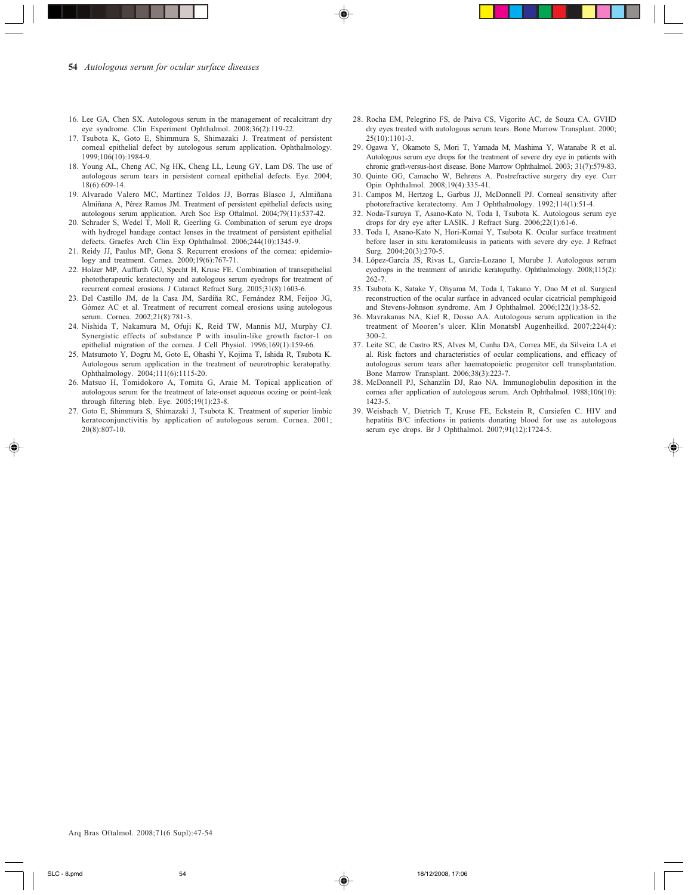16. Lee GA, Chen SX. Autologous serum in the management of recalcitrant dry eye syndrome. Clin Experiment Ophthalmol. 2008;36(2):119-22.
17. Tsubota K, Goto E, Shimmura S, Shimazaki J. Treatment of persistent corneal epithelial defect by autologous serum application. Ophthalmology. 1999;106(10):1984-9.
18. Young AL, Cheng AC, Ng HK, Cheng LL, Leung GY, Lam DS. The use of autologous serum tears in persistent corneal epithelial defects. Eye. 2004; 18(6):609-14.
19. Alvarado Valero MC, Martínez Toldos JJ, Borras Blasco J, Almiñana Almiñana A, Pérez Ramos JM. Treatment of persistent epithelial defects using autologous serum application. Arch Soc Esp Oftalmol. 2004;79(11):537-42.
20. Schrader S, Wedel T, Moll R, Geerling G. Combination of serum eye drops with hydrogel bandage contact lenses in the treatment of persistent epithelial defects. Graefes Arch Clin Exp Ophthalmol. 2006;244(10):1345-9.
21. Reidy JJ, Paulus MP, Gona S. Recurrent erosions of the cornea: epidemiology and treatment. Cornea. 2000;19(6):767-71.
22. Holzer MP, Auffarth GU, Specht H, Kruse FE. Combination of transepithelial phototherapeutic keratectomy and autologous serum eyedrops for treatment of recurrent corneal erosions. J Cataract Refract Surg. 2005;31(8):1603-6.
23. Del Castillo JM, de la Casa JM, Sardiña RC, Fernández RM, Feijoo JG, Gómez AC et al. Treatment of recurrent corneal erosions using autologous serum. Cornea. 2002;21(8):781-3.
24. Nishida T, Nakamura M, Ofuji K, Reid TW, Mannis MJ, Murphy CJ. Synergistic effects of substance P with insulin-like growth factor-1 on epithelial migration of the cornea. J Cell Physiol. 1996;169(1):159-66.
25. Matsumoto Y, Dogru M, Goto E, Ohashi Y, Kojima T, Ishida R, Tsubota K. Autologous serum application in the treatment of neurotrophic keratopathy. Ophthalmology. 2004;111(6):1115-20.
26. Matsuo H, Tomidokoro A, Tomita G, Araie M. Topical application of autologous serum for the treatment of late-onset aqueous oozing or point-leak through filtering bleb. Eye. 2005;19(1):23-8.
27. Goto E, Shimmura S, Shimazaki J, Tsubota K. Treatment of superior limbic keratoconjunctivitis by application of autologous serum. Cornea. 2001; 20(8):807-10.
28. Rocha EM, Pelegrino FS, de Paiva CS, Vigorito AC, de Souza CA. GVHD dry eyes treated with autologous serum tears. Bone Marrow Transplant. 2000; 25(10):1101-3.
29. Ogawa Y, Okamoto S, Mori T, Yamada M, Mashima Y, Watanabe R et al. Autologous serum eye drops for the treatment of severe dry eye in patients with chronic graft-versus-host disease. Bone Marrow Ophthalmol. 2003; 31(7):579-83.
30. Quinto GG, Camacho W, Behrens A. Postrefractive surgery dry eye. Curr Opin Ophthalmol. 2008;19(4):335-41.
31. Campos M, Hertzog L, Garbus JJ, McDonnell PJ. Corneal sensitivity after photorefractive keratectomy. Am J Ophthalmology. 1992;114(1):51-4.
32. Noda-Tsuruya T, Asano-Kato N, Toda I, Tsubota K. Autologous serum eye drops for dry eye after LASIK. J Refract Surg. 2006;22(1):61-6.
33. Toda I, Asano-Kato N, Hori-Komai Y, Tsubota K. Ocular surface treatment before laser in situ keratomileusis in patients with severe dry eye. J Refract Surg. 2004;20(3):270-5.
34. López-García JS, Rivas L, García-Lozano I, Murube J. Autologous serum eyedrops in the treatment of aniridic keratopathy. Ophthalmology. 2008;115(2): 262-7.
35. Tsubota K, Satake Y, Ohyama M, Toda I, Takano Y, Ono M et al. Surgical reconstruction of the ocular surface in advanced ocular cicatricial pemphigoid and Stevens-Johnson syndrome. Am J Ophthalmol. 2006;122(1):38-52.
36. Mavrakanas NA, Kiel R, Dosso AA. Autologous serum application in the treatment of Mooren's ulcer. Klin Monatsbl Augenheilkd. 2007;224(4): 300-2.
37. Leite SC, de Castro RS, Alves M, Cunha DA, Correa ME, da Silveira LA et al. Risk factors and characteristics of ocular complications, and efficacy of autologous serum tears after haematopoietic progenitor cell transplantation. Bone Marrow Transplant. 2006;38(3):223-7.
38. McDonnell PJ, Schanzlin DJ, Rao NA. Immunoglobulin deposition in the cornea after application of autologous serum. Arch Ophthalmol. 1988;106(10): 1423-5.
39. Weisbach V, Dietrich T, Kruse FE, Eckstein R, Cursiefen C. HIV and hepatitis B/C infections in patients donating blood for use as autologous serum eye drops. Br J Ophthalmol. 2007;91(12):1724-5.